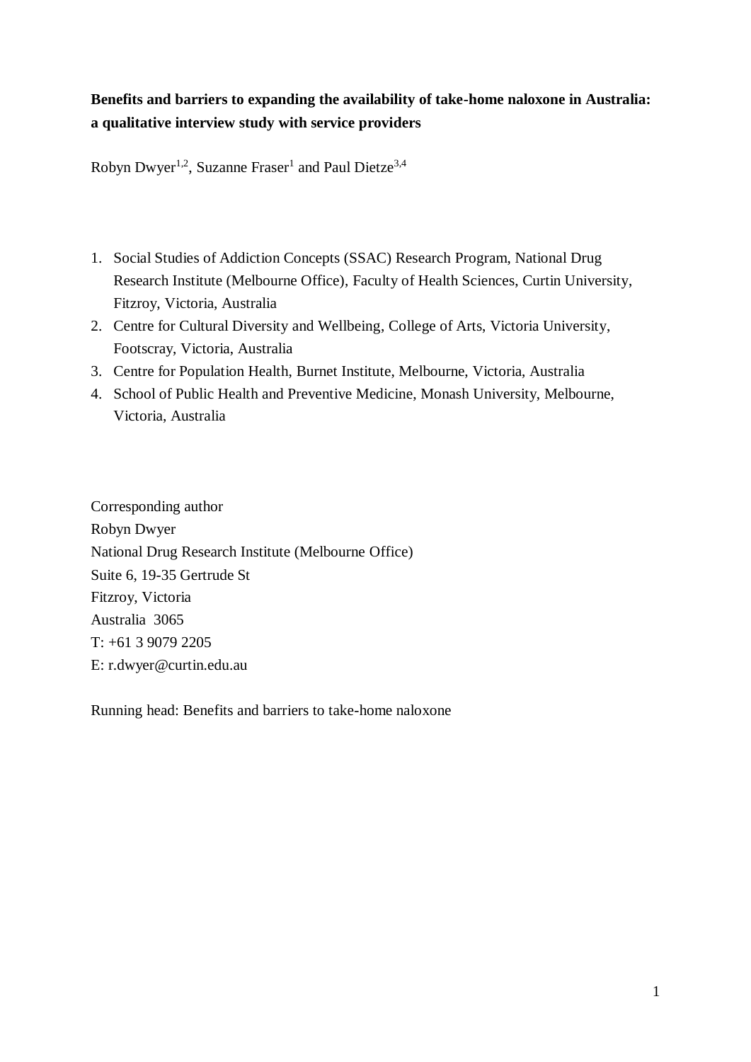**Benefits and barriers to expanding the availability of take-home naloxone in Australia: a qualitative interview study with service providers**

Robyn Dwyer[1,2], Suzanne Fraser[1] and Paul Dietze[3,4]

1. Social Studies of Addiction Concepts (SSAC) Research Program, National Drug Research Institute (Melbourne Office), Faculty of Health Sciences, Curtin University, Fitzroy, Victoria, Australia
2. Centre for Cultural Diversity and Wellbeing, College of Arts, Victoria University, Footscray, Victoria, Australia
3. Centre for Population Health, Burnet Institute, Melbourne, Victoria, Australia
4. School of Public Health and Preventive Medicine, Monash University, Melbourne, Victoria, Australia

Corresponding author
Robyn Dwyer
National Drug Research Institute (Melbourne Office)
Suite 6, 19-35 Gertrude St
Fitzroy, Victoria
Australia 3065
T: +61 3 9079 2205
E: r.dwyer@curtin.edu.au

Running head: Benefits and barriers to take-home naloxone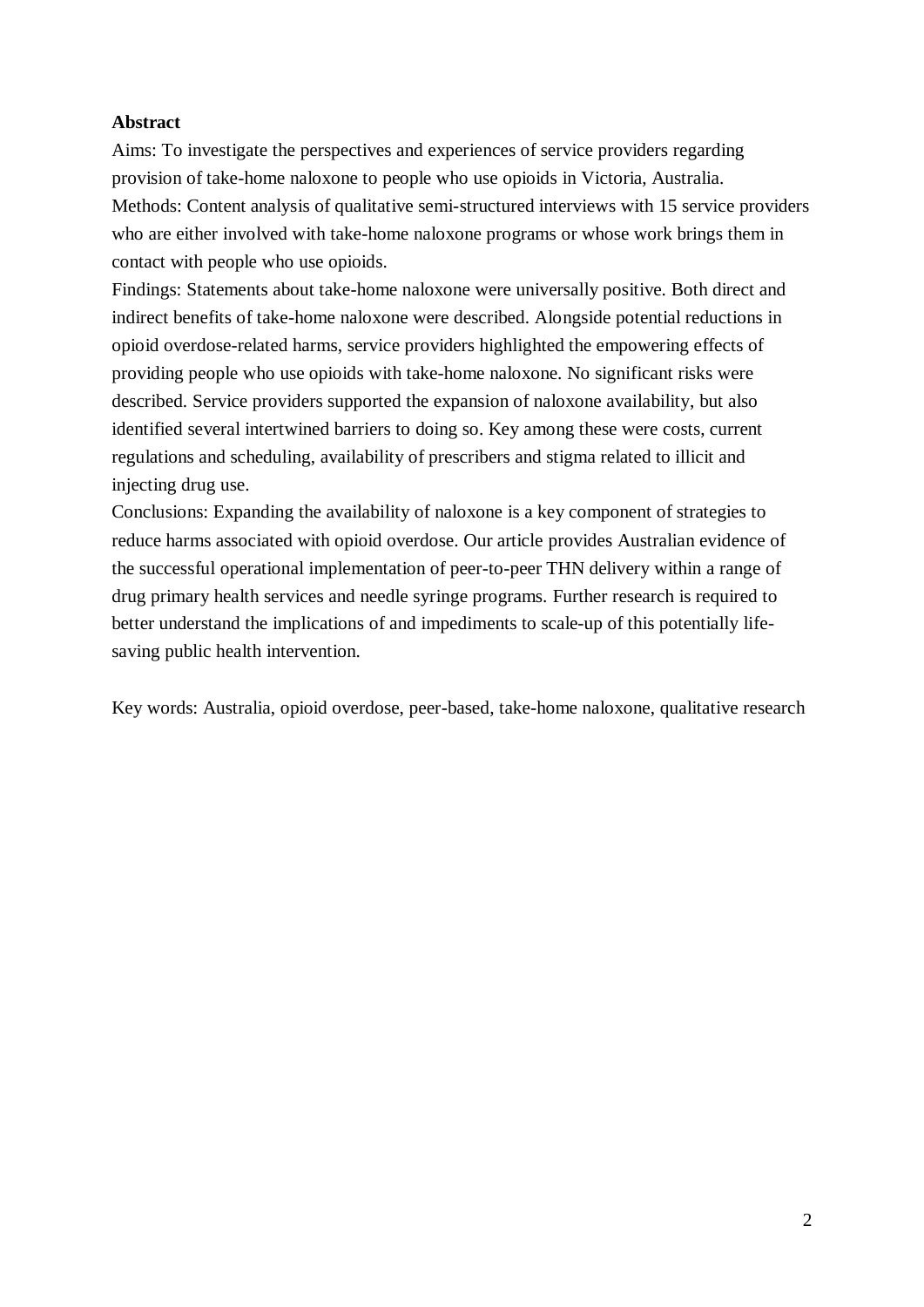**Abstract**

Aims: To investigate the perspectives and experiences of service providers regarding provision of take-home naloxone to people who use opioids in Victoria, Australia.

Methods: Content analysis of qualitative semi-structured interviews with 15 service providers who are either involved with take-home naloxone programs or whose work brings them in contact with people who use opioids.

Findings: Statements about take-home naloxone were universally positive. Both direct and indirect benefits of take-home naloxone were described. Alongside potential reductions in opioid overdose-related harms, service providers highlighted the empowering effects of providing people who use opioids with take-home naloxone. No significant risks were described. Service providers supported the expansion of naloxone availability, but also identified several intertwined barriers to doing so. Key among these were costs, current regulations and scheduling, availability of prescribers and stigma related to illicit and injecting drug use.

Conclusions: Expanding the availability of naloxone is a key component of strategies to reduce harms associated with opioid overdose. Our article provides Australian evidence of the successful operational implementation of peer-to-peer THN delivery within a range of drug primary health services and needle syringe programs. Further research is required to better understand the implications of and impediments to scale-up of this potentially life-saving public health intervention.

Key words: Australia, opioid overdose, peer-based, take-home naloxone, qualitative research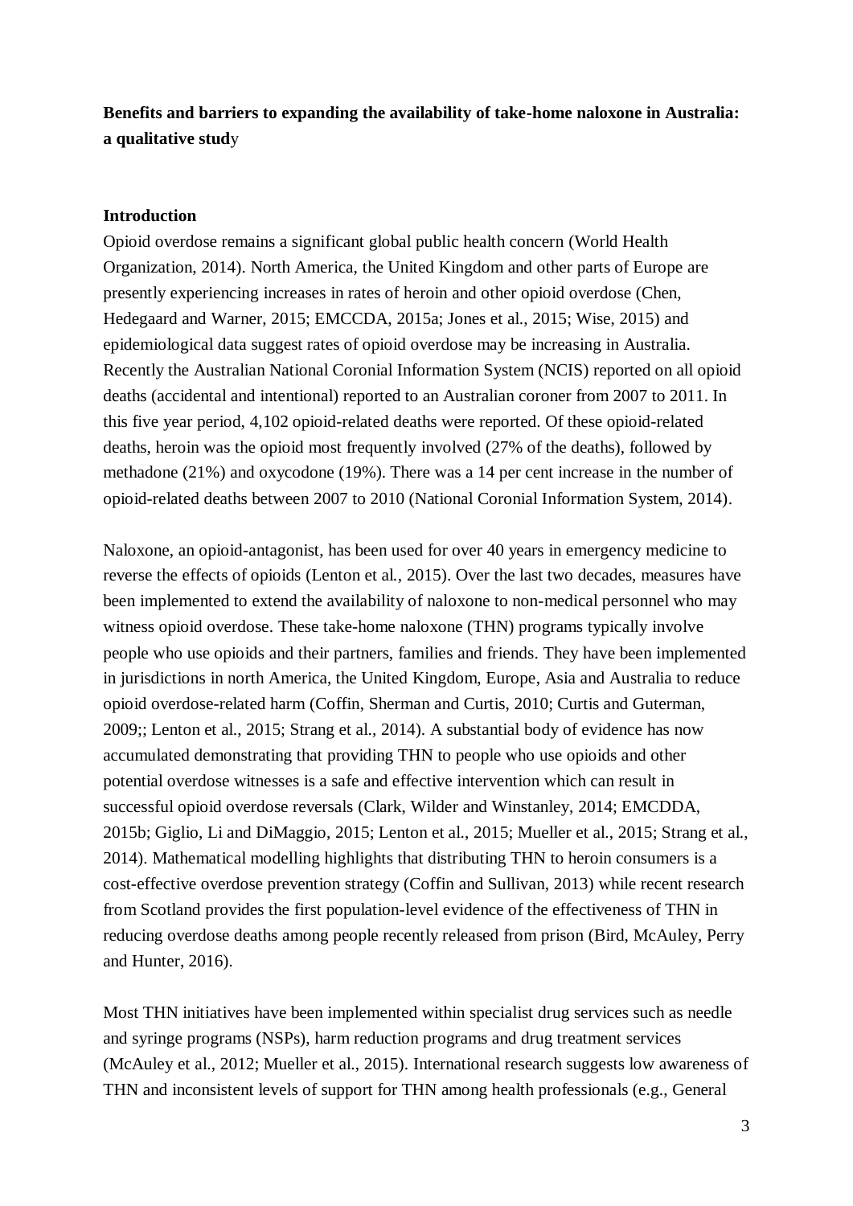**Benefits and barriers to expanding the availability of take-home naloxone in Australia: a qualitative study**

**Introduction**

Opioid overdose remains a significant global public health concern (World Health Organization, 2014). North America, the United Kingdom and other parts of Europe are presently experiencing increases in rates of heroin and other opioid overdose (Chen, Hedegaard and Warner, 2015; EMCCDA, 2015a; Jones et al., 2015; Wise, 2015) and epidemiological data suggest rates of opioid overdose may be increasing in Australia. Recently the Australian National Coronial Information System (NCIS) reported on all opioid deaths (accidental and intentional) reported to an Australian coroner from 2007 to 2011. In this five year period, 4,102 opioid-related deaths were reported. Of these opioid-related deaths, heroin was the opioid most frequently involved (27% of the deaths), followed by methadone (21%) and oxycodone (19%). There was a 14 per cent increase in the number of opioid-related deaths between 2007 to 2010 (National Coronial Information System, 2014).

Naloxone, an opioid-antagonist, has been used for over 40 years in emergency medicine to reverse the effects of opioids (Lenton et al., 2015). Over the last two decades, measures have been implemented to extend the availability of naloxone to non-medical personnel who may witness opioid overdose. These take-home naloxone (THN) programs typically involve people who use opioids and their partners, families and friends. They have been implemented in jurisdictions in north America, the United Kingdom, Europe, Asia and Australia to reduce opioid overdose-related harm (Coffin, Sherman and Curtis, 2010; Curtis and Guterman, 2009;; Lenton et al., 2015; Strang et al., 2014). A substantial body of evidence has now accumulated demonstrating that providing THN to people who use opioids and other potential overdose witnesses is a safe and effective intervention which can result in successful opioid overdose reversals (Clark, Wilder and Winstanley, 2014; EMCDDA, 2015b; Giglio, Li and DiMaggio, 2015; Lenton et al., 2015; Mueller et al., 2015; Strang et al., 2014). Mathematical modelling highlights that distributing THN to heroin consumers is a cost-effective overdose prevention strategy (Coffin and Sullivan, 2013) while recent research from Scotland provides the first population-level evidence of the effectiveness of THN in reducing overdose deaths among people recently released from prison (Bird, McAuley, Perry and Hunter, 2016).

Most THN initiatives have been implemented within specialist drug services such as needle and syringe programs (NSPs), harm reduction programs and drug treatment services (McAuley et al., 2012; Mueller et al., 2015). International research suggests low awareness of THN and inconsistent levels of support for THN among health professionals (e.g., General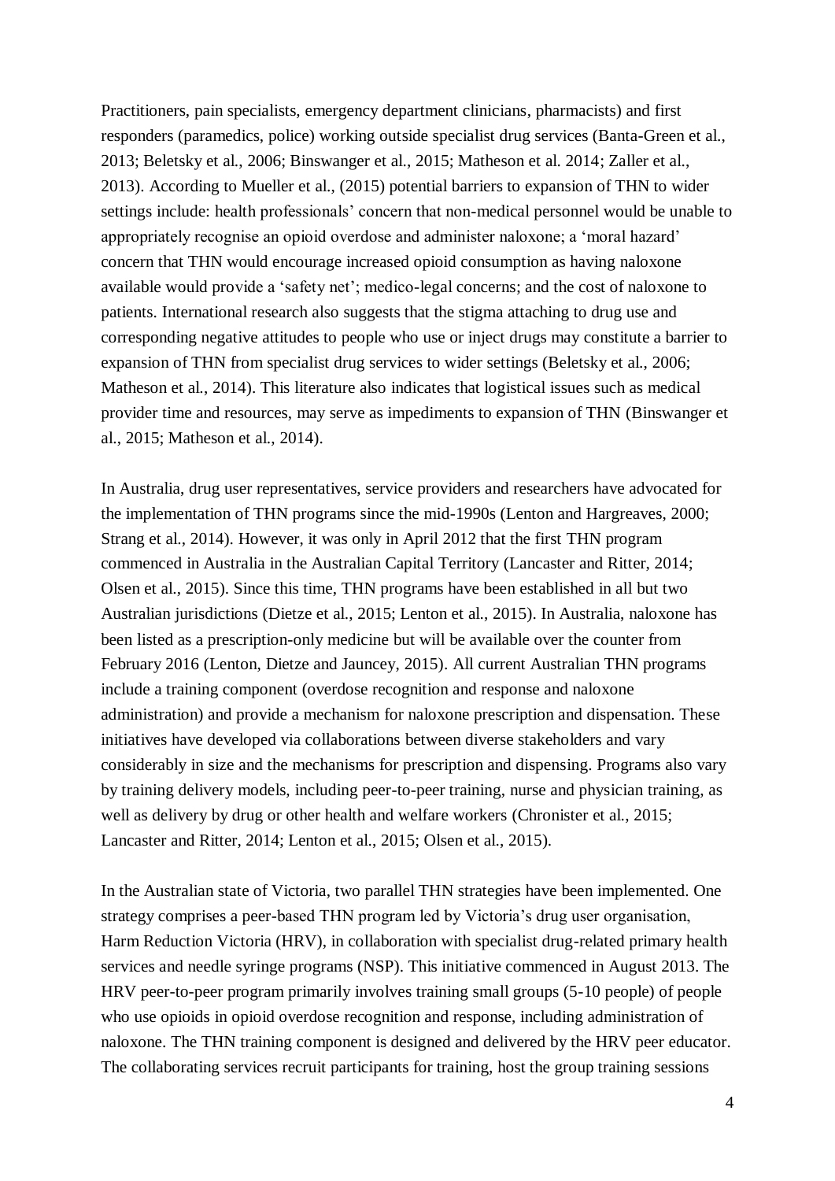Practitioners, pain specialists, emergency department clinicians, pharmacists) and first responders (paramedics, police) working outside specialist drug services (Banta-Green et al., 2013; Beletsky et al., 2006; Binswanger et al., 2015; Matheson et al. 2014; Zaller et al., 2013). According to Mueller et al., (2015) potential barriers to expansion of THN to wider settings include: health professionals' concern that non-medical personnel would be unable to appropriately recognise an opioid overdose and administer naloxone; a 'moral hazard' concern that THN would encourage increased opioid consumption as having naloxone available would provide a 'safety net'; medico-legal concerns; and the cost of naloxone to patients. International research also suggests that the stigma attaching to drug use and corresponding negative attitudes to people who use or inject drugs may constitute a barrier to expansion of THN from specialist drug services to wider settings (Beletsky et al., 2006; Matheson et al., 2014). This literature also indicates that logistical issues such as medical provider time and resources, may serve as impediments to expansion of THN (Binswanger et al., 2015; Matheson et al., 2014).

In Australia, drug user representatives, service providers and researchers have advocated for the implementation of THN programs since the mid-1990s (Lenton and Hargreaves, 2000; Strang et al., 2014). However, it was only in April 2012 that the first THN program commenced in Australia in the Australian Capital Territory (Lancaster and Ritter, 2014; Olsen et al., 2015). Since this time, THN programs have been established in all but two Australian jurisdictions (Dietze et al., 2015; Lenton et al., 2015). In Australia, naloxone has been listed as a prescription-only medicine but will be available over the counter from February 2016 (Lenton, Dietze and Jauncey, 2015). All current Australian THN programs include a training component (overdose recognition and response and naloxone administration) and provide a mechanism for naloxone prescription and dispensation. These initiatives have developed via collaborations between diverse stakeholders and vary considerably in size and the mechanisms for prescription and dispensing. Programs also vary by training delivery models, including peer-to-peer training, nurse and physician training, as well as delivery by drug or other health and welfare workers (Chronister et al., 2015; Lancaster and Ritter, 2014; Lenton et al., 2015; Olsen et al., 2015).

In the Australian state of Victoria, two parallel THN strategies have been implemented. One strategy comprises a peer-based THN program led by Victoria's drug user organisation, Harm Reduction Victoria (HRV), in collaboration with specialist drug-related primary health services and needle syringe programs (NSP). This initiative commenced in August 2013. The HRV peer-to-peer program primarily involves training small groups (5-10 people) of people who use opioids in opioid overdose recognition and response, including administration of naloxone. The THN training component is designed and delivered by the HRV peer educator. The collaborating services recruit participants for training, host the group training sessions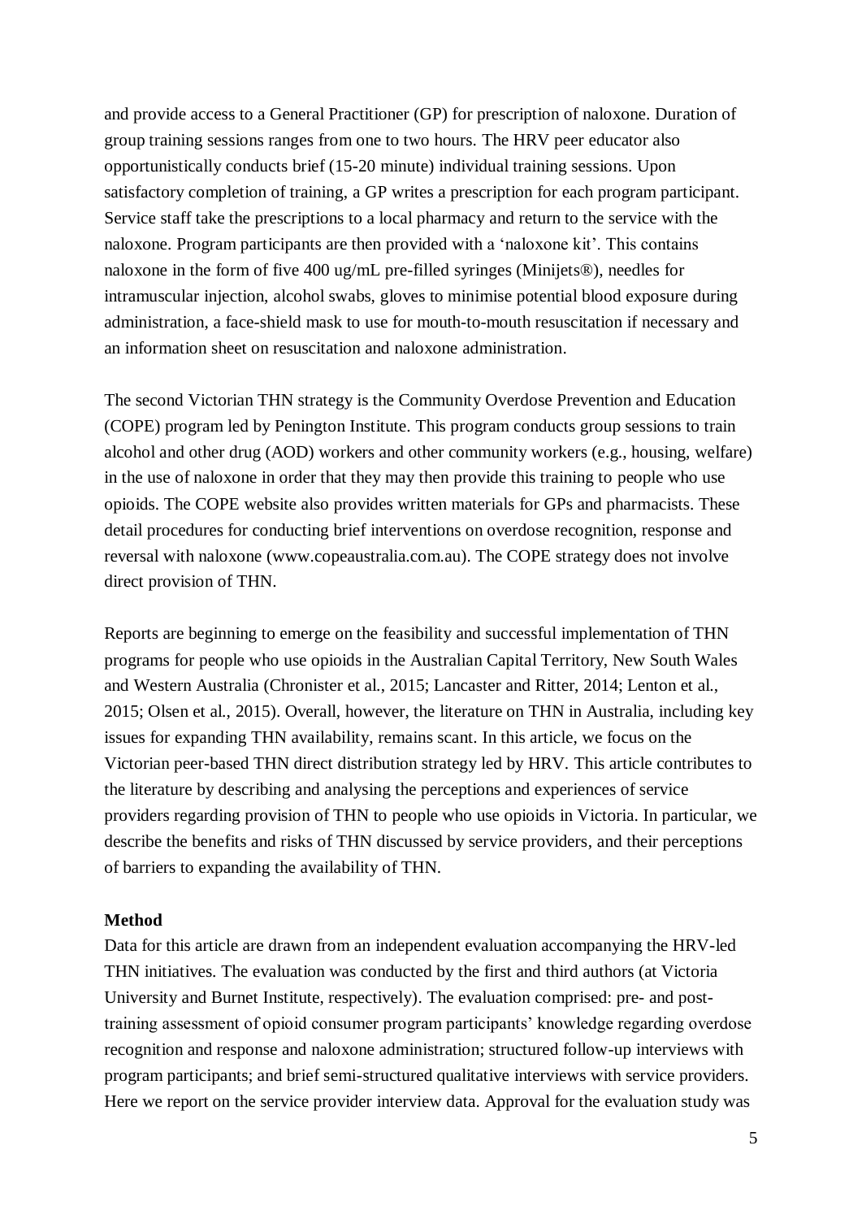and provide access to a General Practitioner (GP) for prescription of naloxone. Duration of group training sessions ranges from one to two hours. The HRV peer educator also opportunistically conducts brief (15-20 minute) individual training sessions. Upon satisfactory completion of training, a GP writes a prescription for each program participant. Service staff take the prescriptions to a local pharmacy and return to the service with the naloxone. Program participants are then provided with a 'naloxone kit'. This contains naloxone in the form of five 400 ug/mL pre-filled syringes (Minijets®), needles for intramuscular injection, alcohol swabs, gloves to minimise potential blood exposure during administration, a face-shield mask to use for mouth-to-mouth resuscitation if necessary and an information sheet on resuscitation and naloxone administration.

The second Victorian THN strategy is the Community Overdose Prevention and Education (COPE) program led by Penington Institute. This program conducts group sessions to train alcohol and other drug (AOD) workers and other community workers (e.g., housing, welfare) in the use of naloxone in order that they may then provide this training to people who use opioids. The COPE website also provides written materials for GPs and pharmacists. These detail procedures for conducting brief interventions on overdose recognition, response and reversal with naloxone (www.copeaustralia.com.au). The COPE strategy does not involve direct provision of THN.

Reports are beginning to emerge on the feasibility and successful implementation of THN programs for people who use opioids in the Australian Capital Territory, New South Wales and Western Australia (Chronister et al., 2015; Lancaster and Ritter, 2014; Lenton et al., 2015; Olsen et al., 2015). Overall, however, the literature on THN in Australia, including key issues for expanding THN availability, remains scant. In this article, we focus on the Victorian peer-based THN direct distribution strategy led by HRV. This article contributes to the literature by describing and analysing the perceptions and experiences of service providers regarding provision of THN to people who use opioids in Victoria. In particular, we describe the benefits and risks of THN discussed by service providers, and their perceptions of barriers to expanding the availability of THN.

## Method

Data for this article are drawn from an independent evaluation accompanying the HRV-led THN initiatives. The evaluation was conducted by the first and third authors (at Victoria University and Burnet Institute, respectively). The evaluation comprised: pre- and post-training assessment of opioid consumer program participants' knowledge regarding overdose recognition and response and naloxone administration; structured follow-up interviews with program participants; and brief semi-structured qualitative interviews with service providers. Here we report on the service provider interview data. Approval for the evaluation study was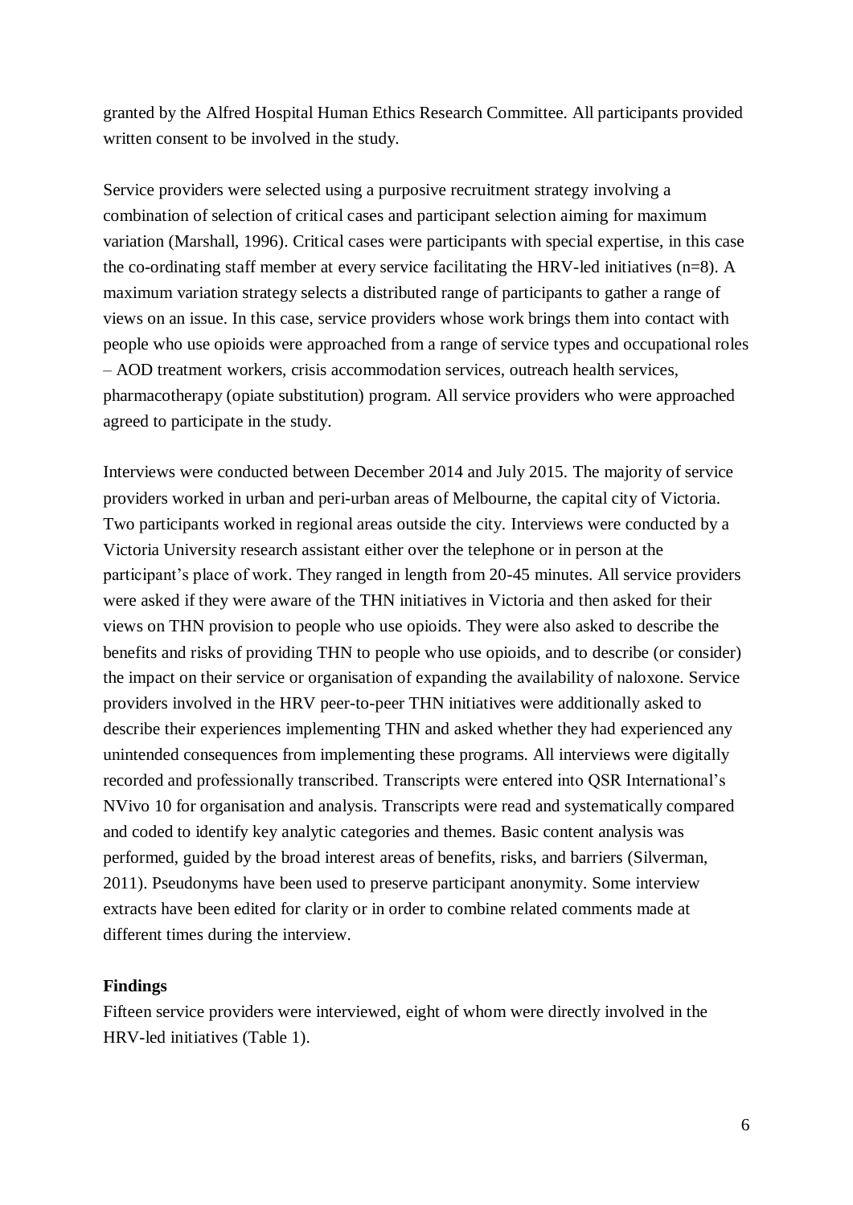granted by the Alfred Hospital Human Ethics Research Committee. All participants provided written consent to be involved in the study.

Service providers were selected using a purposive recruitment strategy involving a combination of selection of critical cases and participant selection aiming for maximum variation (Marshall, 1996). Critical cases were participants with special expertise, in this case the co-ordinating staff member at every service facilitating the HRV-led initiatives (n=8). A maximum variation strategy selects a distributed range of participants to gather a range of views on an issue. In this case, service providers whose work brings them into contact with people who use opioids were approached from a range of service types and occupational roles – AOD treatment workers, crisis accommodation services, outreach health services, pharmacotherapy (opiate substitution) program. All service providers who were approached agreed to participate in the study.

Interviews were conducted between December 2014 and July 2015. The majority of service providers worked in urban and peri-urban areas of Melbourne, the capital city of Victoria. Two participants worked in regional areas outside the city. Interviews were conducted by a Victoria University research assistant either over the telephone or in person at the participant's place of work. They ranged in length from 20-45 minutes. All service providers were asked if they were aware of the THN initiatives in Victoria and then asked for their views on THN provision to people who use opioids. They were also asked to describe the benefits and risks of providing THN to people who use opioids, and to describe (or consider) the impact on their service or organisation of expanding the availability of naloxone. Service providers involved in the HRV peer-to-peer THN initiatives were additionally asked to describe their experiences implementing THN and asked whether they had experienced any unintended consequences from implementing these programs. All interviews were digitally recorded and professionally transcribed. Transcripts were entered into QSR International's NVivo 10 for organisation and analysis. Transcripts were read and systematically compared and coded to identify key analytic categories and themes. Basic content analysis was performed, guided by the broad interest areas of benefits, risks, and barriers (Silverman, 2011). Pseudonyms have been used to preserve participant anonymity. Some interview extracts have been edited for clarity or in order to combine related comments made at different times during the interview.

**Findings**

Fifteen service providers were interviewed, eight of whom were directly involved in the HRV-led initiatives (Table 1).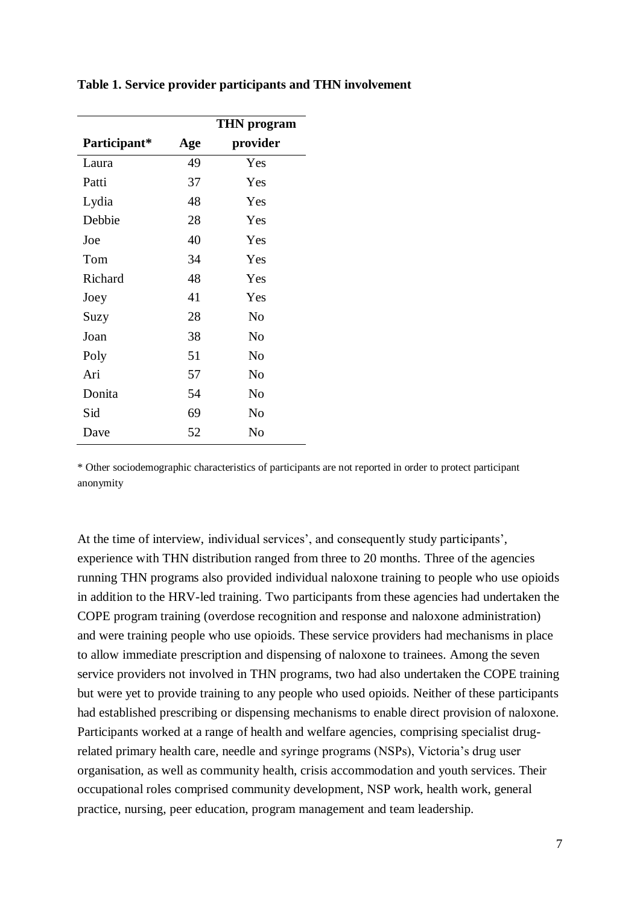**Table 1. Service provider participants and THN involvement**

| Participant* | Age | THN program provider |
|---|---|---|
| Laura | 49 | Yes |
| Patti | 37 | Yes |
| Lydia | 48 | Yes |
| Debbie | 28 | Yes |
| Joe | 40 | Yes |
| Tom | 34 | Yes |
| Richard | 48 | Yes |
| Joey | 41 | Yes |
| Suzy | 28 | No |
| Joan | 38 | No |
| Poly | 51 | No |
| Ari | 57 | No |
| Donita | 54 | No |
| Sid | 69 | No |
| Dave | 52 | No |

* Other sociodemographic characteristics of participants are not reported in order to protect participant anonymity

At the time of interview, individual services', and consequently study participants', experience with THN distribution ranged from three to 20 months. Three of the agencies running THN programs also provided individual naloxone training to people who use opioids in addition to the HRV-led training. Two participants from these agencies had undertaken the COPE program training (overdose recognition and response and naloxone administration) and were training people who use opioids. These service providers had mechanisms in place to allow immediate prescription and dispensing of naloxone to trainees. Among the seven service providers not involved in THN programs, two had also undertaken the COPE training but were yet to provide training to any people who used opioids. Neither of these participants had established prescribing or dispensing mechanisms to enable direct provision of naloxone. Participants worked at a range of health and welfare agencies, comprising specialist drug-related primary health care, needle and syringe programs (NSPs), Victoria's drug user organisation, as well as community health, crisis accommodation and youth services. Their occupational roles comprised community development, NSP work, health work, general practice, nursing, peer education, program management and team leadership.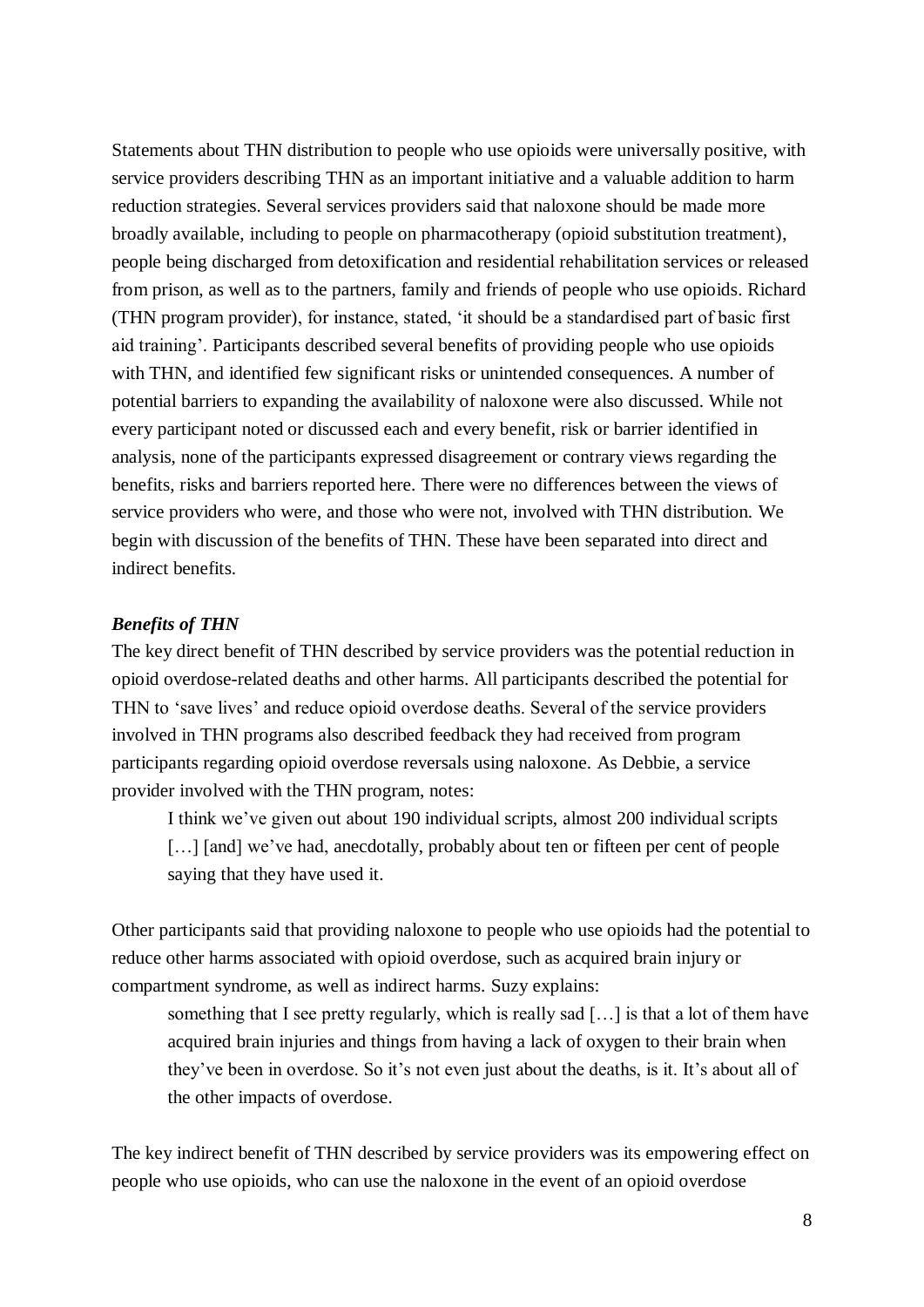Statements about THN distribution to people who use opioids were universally positive, with service providers describing THN as an important initiative and a valuable addition to harm reduction strategies. Several services providers said that naloxone should be made more broadly available, including to people on pharmacotherapy (opioid substitution treatment), people being discharged from detoxification and residential rehabilitation services or released from prison, as well as to the partners, family and friends of people who use opioids. Richard (THN program provider), for instance, stated, 'it should be a standardised part of basic first aid training'. Participants described several benefits of providing people who use opioids with THN, and identified few significant risks or unintended consequences. A number of potential barriers to expanding the availability of naloxone were also discussed. While not every participant noted or discussed each and every benefit, risk or barrier identified in analysis, none of the participants expressed disagreement or contrary views regarding the benefits, risks and barriers reported here. There were no differences between the views of service providers who were, and those who were not, involved with THN distribution. We begin with discussion of the benefits of THN. These have been separated into direct and indirect benefits.

***Benefits of THN***

The key direct benefit of THN described by service providers was the potential reduction in opioid overdose-related deaths and other harms. All participants described the potential for THN to 'save lives' and reduce opioid overdose deaths. Several of the service providers involved in THN programs also described feedback they had received from program participants regarding opioid overdose reversals using naloxone. As Debbie, a service provider involved with the THN program, notes:

> I think we've given out about 190 individual scripts, almost 200 individual scripts […] [and] we've had, anecdotally, probably about ten or fifteen per cent of people saying that they have used it.

Other participants said that providing naloxone to people who use opioids had the potential to reduce other harms associated with opioid overdose, such as acquired brain injury or compartment syndrome, as well as indirect harms. Suzy explains:

> something that I see pretty regularly, which is really sad […] is that a lot of them have acquired brain injuries and things from having a lack of oxygen to their brain when they've been in overdose. So it's not even just about the deaths, is it. It's about all of the other impacts of overdose.

The key indirect benefit of THN described by service providers was its empowering effect on people who use opioids, who can use the naloxone in the event of an opioid overdose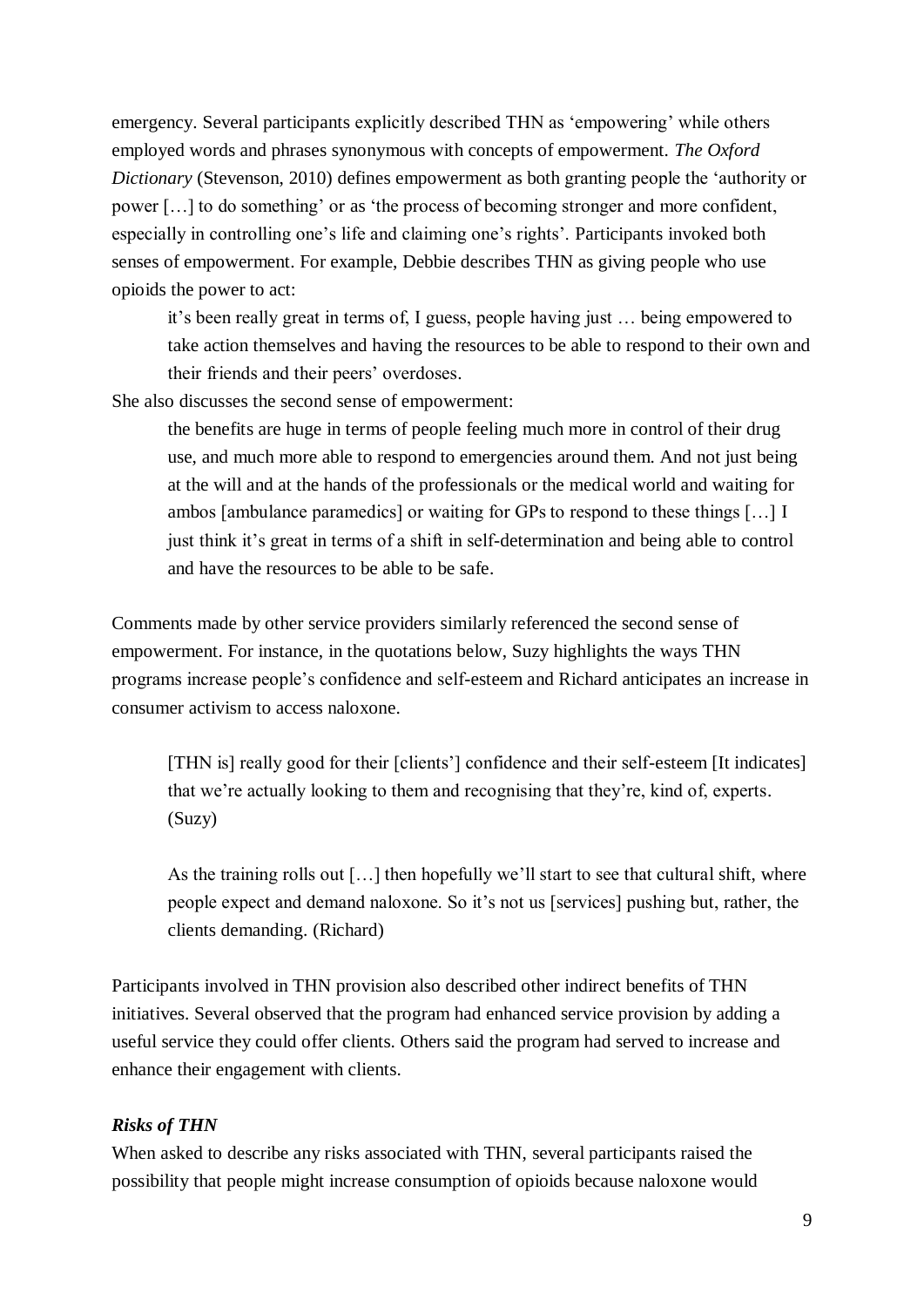emergency. Several participants explicitly described THN as 'empowering' while others employed words and phrases synonymous with concepts of empowerment. *The Oxford Dictionary* (Stevenson, 2010) defines empowerment as both granting people the 'authority or power […] to do something' or as 'the process of becoming stronger and more confident, especially in controlling one's life and claiming one's rights'. Participants invoked both senses of empowerment. For example, Debbie describes THN as giving people who use opioids the power to act:

> it's been really great in terms of, I guess, people having just … being empowered to take action themselves and having the resources to be able to respond to their own and their friends and their peers' overdoses.

She also discusses the second sense of empowerment:

> the benefits are huge in terms of people feeling much more in control of their drug use, and much more able to respond to emergencies around them. And not just being at the will and at the hands of the professionals or the medical world and waiting for ambos [ambulance paramedics] or waiting for GPs to respond to these things […] I just think it's great in terms of a shift in self-determination and being able to control and have the resources to be able to be safe.

Comments made by other service providers similarly referenced the second sense of empowerment. For instance, in the quotations below, Suzy highlights the ways THN programs increase people's confidence and self-esteem and Richard anticipates an increase in consumer activism to access naloxone.

> [THN is] really good for their [clients'] confidence and their self-esteem [It indicates] that we're actually looking to them and recognising that they're, kind of, experts. (Suzy)

> As the training rolls out […] then hopefully we'll start to see that cultural shift, where people expect and demand naloxone. So it's not us [services] pushing but, rather, the clients demanding. (Richard)

Participants involved in THN provision also described other indirect benefits of THN initiatives. Several observed that the program had enhanced service provision by adding a useful service they could offer clients. Others said the program had served to increase and enhance their engagement with clients.

### *Risks of THN*

When asked to describe any risks associated with THN, several participants raised the possibility that people might increase consumption of opioids because naloxone would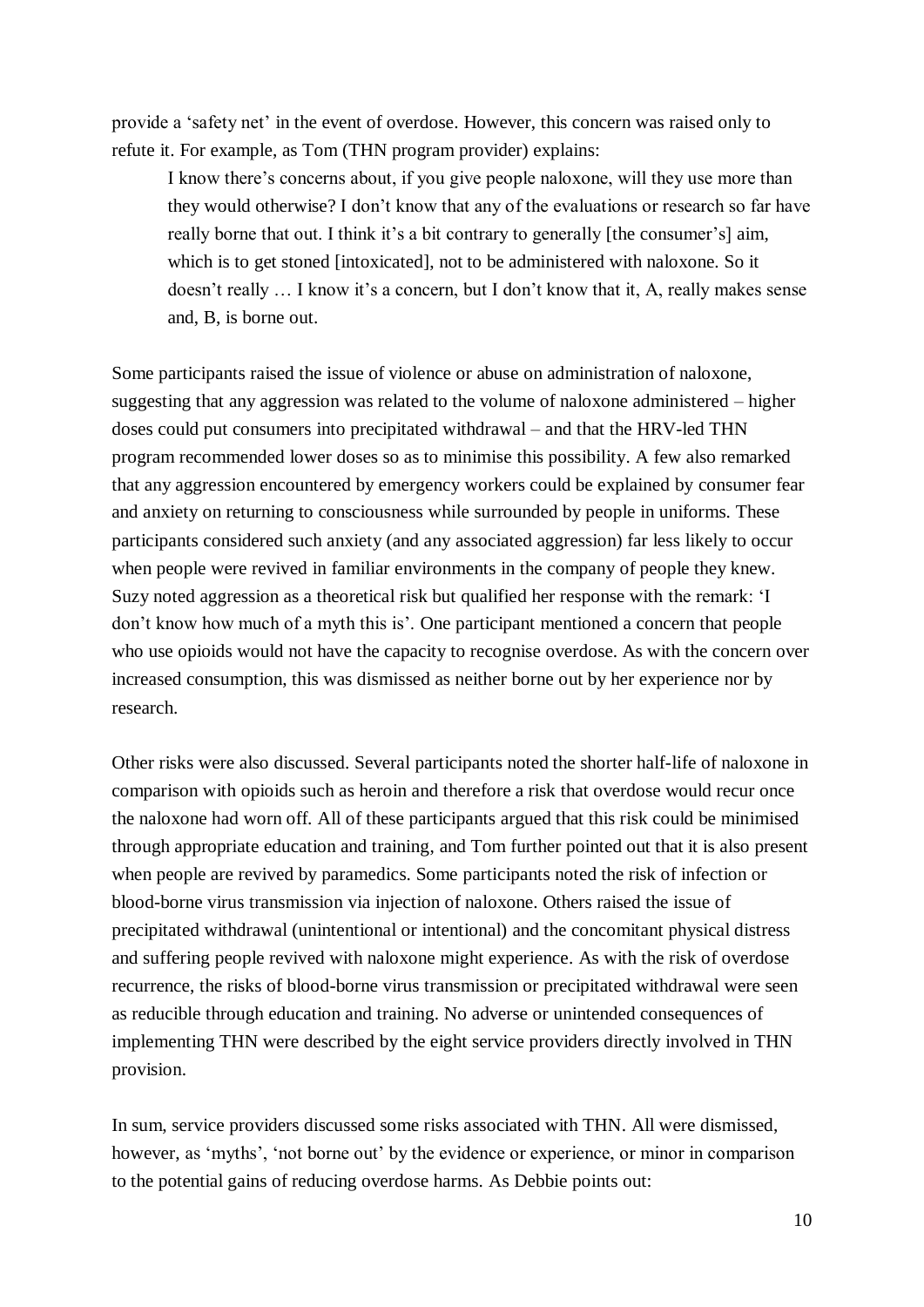provide a 'safety net' in the event of overdose. However, this concern was raised only to refute it. For example, as Tom (THN program provider) explains:

> I know there's concerns about, if you give people naloxone, will they use more than they would otherwise? I don't know that any of the evaluations or research so far have really borne that out. I think it's a bit contrary to generally [the consumer's] aim, which is to get stoned [intoxicated], not to be administered with naloxone. So it doesn't really … I know it's a concern, but I don't know that it, A, really makes sense and, B, is borne out.

Some participants raised the issue of violence or abuse on administration of naloxone, suggesting that any aggression was related to the volume of naloxone administered – higher doses could put consumers into precipitated withdrawal – and that the HRV-led THN program recommended lower doses so as to minimise this possibility. A few also remarked that any aggression encountered by emergency workers could be explained by consumer fear and anxiety on returning to consciousness while surrounded by people in uniforms. These participants considered such anxiety (and any associated aggression) far less likely to occur when people were revived in familiar environments in the company of people they knew. Suzy noted aggression as a theoretical risk but qualified her response with the remark: 'I don't know how much of a myth this is'. One participant mentioned a concern that people who use opioids would not have the capacity to recognise overdose. As with the concern over increased consumption, this was dismissed as neither borne out by her experience nor by research.

Other risks were also discussed. Several participants noted the shorter half-life of naloxone in comparison with opioids such as heroin and therefore a risk that overdose would recur once the naloxone had worn off. All of these participants argued that this risk could be minimised through appropriate education and training, and Tom further pointed out that it is also present when people are revived by paramedics. Some participants noted the risk of infection or blood-borne virus transmission via injection of naloxone. Others raised the issue of precipitated withdrawal (unintentional or intentional) and the concomitant physical distress and suffering people revived with naloxone might experience. As with the risk of overdose recurrence, the risks of blood-borne virus transmission or precipitated withdrawal were seen as reducible through education and training. No adverse or unintended consequences of implementing THN were described by the eight service providers directly involved in THN provision.

In sum, service providers discussed some risks associated with THN. All were dismissed, however, as 'myths', 'not borne out' by the evidence or experience, or minor in comparison to the potential gains of reducing overdose harms. As Debbie points out: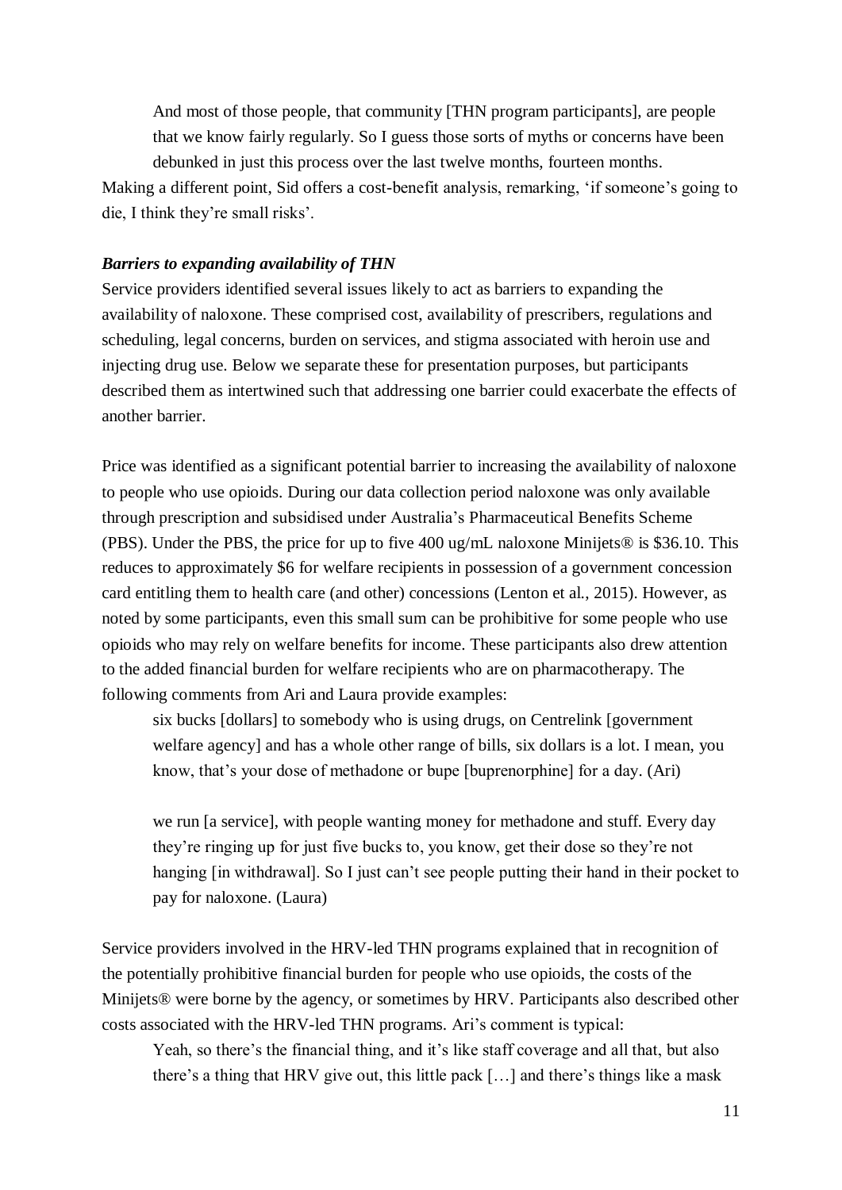> And most of those people, that community [THN program participants], are people that we know fairly regularly. So I guess those sorts of myths or concerns have been debunked in just this process over the last twelve months, fourteen months.

Making a different point, Sid offers a cost-benefit analysis, remarking, 'if someone's going to die, I think they're small risks'.

***Barriers to expanding availability of THN***

Service providers identified several issues likely to act as barriers to expanding the availability of naloxone. These comprised cost, availability of prescribers, regulations and scheduling, legal concerns, burden on services, and stigma associated with heroin use and injecting drug use. Below we separate these for presentation purposes, but participants described them as intertwined such that addressing one barrier could exacerbate the effects of another barrier.

Price was identified as a significant potential barrier to increasing the availability of naloxone to people who use opioids. During our data collection period naloxone was only available through prescription and subsidised under Australia's Pharmaceutical Benefits Scheme (PBS). Under the PBS, the price for up to five 400 ug/mL naloxone Minijets® is $36.10. This reduces to approximately $6 for welfare recipients in possession of a government concession card entitling them to health care (and other) concessions (Lenton et al., 2015). However, as noted by some participants, even this small sum can be prohibitive for some people who use opioids who may rely on welfare benefits for income. These participants also drew attention to the added financial burden for welfare recipients who are on pharmacotherapy. The following comments from Ari and Laura provide examples:

> six bucks [dollars] to somebody who is using drugs, on Centrelink [government welfare agency] and has a whole other range of bills, six dollars is a lot. I mean, you know, that's your dose of methadone or bupe [buprenorphine] for a day. (Ari)

> we run [a service], with people wanting money for methadone and stuff. Every day they're ringing up for just five bucks to, you know, get their dose so they're not hanging [in withdrawal]. So I just can't see people putting their hand in their pocket to pay for naloxone. (Laura)

Service providers involved in the HRV-led THN programs explained that in recognition of the potentially prohibitive financial burden for people who use opioids, the costs of the Minijets® were borne by the agency, or sometimes by HRV. Participants also described other costs associated with the HRV-led THN programs. Ari's comment is typical:

> Yeah, so there's the financial thing, and it's like staff coverage and all that, but also there's a thing that HRV give out, this little pack […] and there's things like a mask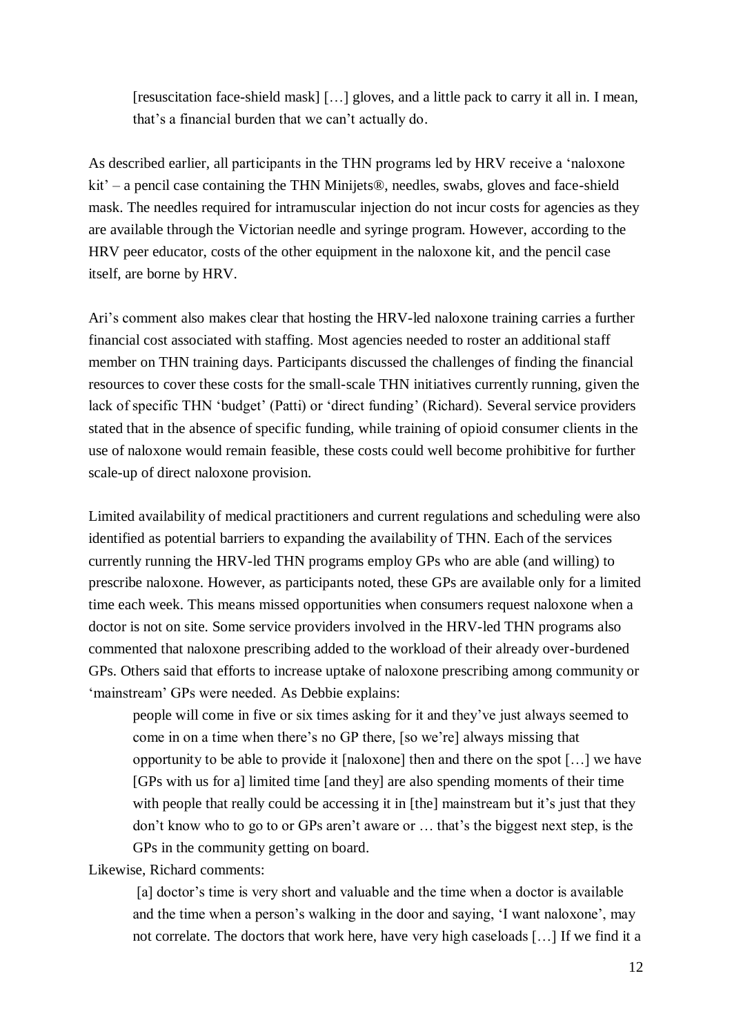> [resuscitation face-shield mask] […] gloves, and a little pack to carry it all in. I mean, that's a financial burden that we can't actually do.

As described earlier, all participants in the THN programs led by HRV receive a 'naloxone kit' – a pencil case containing the THN Minijets®, needles, swabs, gloves and face-shield mask. The needles required for intramuscular injection do not incur costs for agencies as they are available through the Victorian needle and syringe program. However, according to the HRV peer educator, costs of the other equipment in the naloxone kit, and the pencil case itself, are borne by HRV.

Ari's comment also makes clear that hosting the HRV-led naloxone training carries a further financial cost associated with staffing. Most agencies needed to roster an additional staff member on THN training days. Participants discussed the challenges of finding the financial resources to cover these costs for the small-scale THN initiatives currently running, given the lack of specific THN 'budget' (Patti) or 'direct funding' (Richard). Several service providers stated that in the absence of specific funding, while training of opioid consumer clients in the use of naloxone would remain feasible, these costs could well become prohibitive for further scale-up of direct naloxone provision.

Limited availability of medical practitioners and current regulations and scheduling were also identified as potential barriers to expanding the availability of THN. Each of the services currently running the HRV-led THN programs employ GPs who are able (and willing) to prescribe naloxone. However, as participants noted, these GPs are available only for a limited time each week. This means missed opportunities when consumers request naloxone when a doctor is not on site. Some service providers involved in the HRV-led THN programs also commented that naloxone prescribing added to the workload of their already over-burdened GPs. Others said that efforts to increase uptake of naloxone prescribing among community or 'mainstream' GPs were needed. As Debbie explains:

> people will come in five or six times asking for it and they've just always seemed to come in on a time when there's no GP there, [so we're] always missing that opportunity to be able to provide it [naloxone] then and there on the spot […] we have [GPs with us for a] limited time [and they] are also spending moments of their time with people that really could be accessing it in [the] mainstream but it's just that they don't know who to go to or GPs aren't aware or … that's the biggest next step, is the GPs in the community getting on board.

Likewise, Richard comments:

> [a] doctor's time is very short and valuable and the time when a doctor is available and the time when a person's walking in the door and saying, 'I want naloxone', may not correlate. The doctors that work here, have very high caseloads […] If we find it a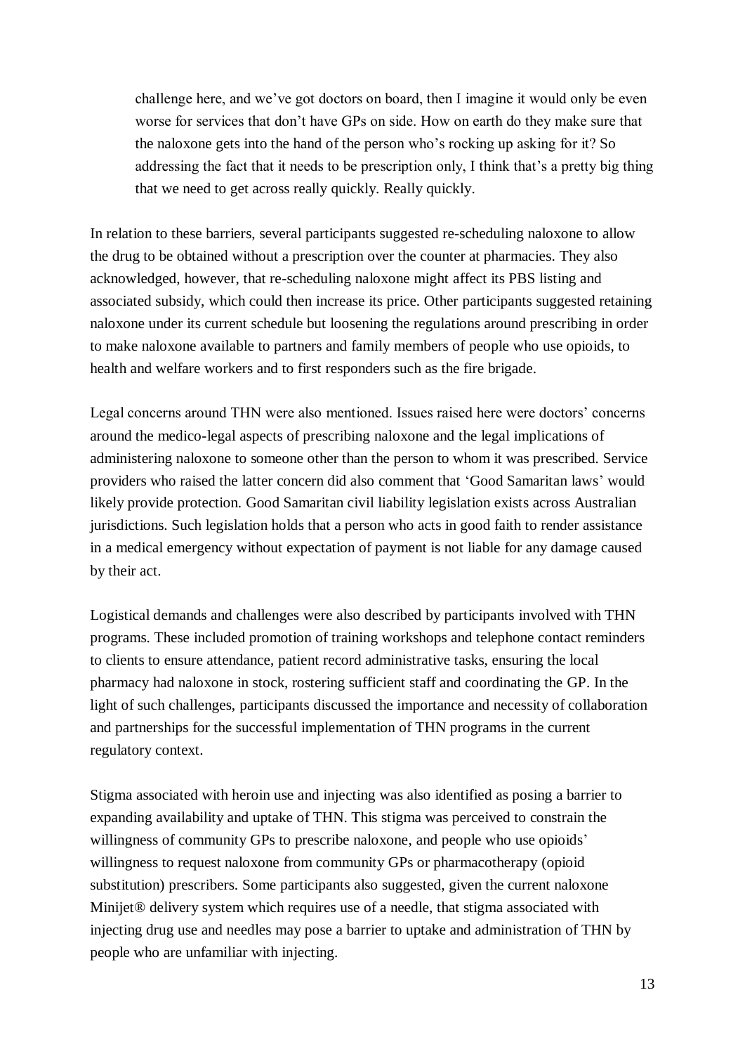> challenge here, and we've got doctors on board, then I imagine it would only be even worse for services that don't have GPs on side. How on earth do they make sure that the naloxone gets into the hand of the person who's rocking up asking for it? So addressing the fact that it needs to be prescription only, I think that's a pretty big thing that we need to get across really quickly. Really quickly.

In relation to these barriers, several participants suggested re-scheduling naloxone to allow the drug to be obtained without a prescription over the counter at pharmacies. They also acknowledged, however, that re-scheduling naloxone might affect its PBS listing and associated subsidy, which could then increase its price. Other participants suggested retaining naloxone under its current schedule but loosening the regulations around prescribing in order to make naloxone available to partners and family members of people who use opioids, to health and welfare workers and to first responders such as the fire brigade.

Legal concerns around THN were also mentioned. Issues raised here were doctors' concerns around the medico-legal aspects of prescribing naloxone and the legal implications of administering naloxone to someone other than the person to whom it was prescribed. Service providers who raised the latter concern did also comment that 'Good Samaritan laws' would likely provide protection. Good Samaritan civil liability legislation exists across Australian jurisdictions. Such legislation holds that a person who acts in good faith to render assistance in a medical emergency without expectation of payment is not liable for any damage caused by their act.

Logistical demands and challenges were also described by participants involved with THN programs. These included promotion of training workshops and telephone contact reminders to clients to ensure attendance, patient record administrative tasks, ensuring the local pharmacy had naloxone in stock, rostering sufficient staff and coordinating the GP. In the light of such challenges, participants discussed the importance and necessity of collaboration and partnerships for the successful implementation of THN programs in the current regulatory context.

Stigma associated with heroin use and injecting was also identified as posing a barrier to expanding availability and uptake of THN. This stigma was perceived to constrain the willingness of community GPs to prescribe naloxone, and people who use opioids' willingness to request naloxone from community GPs or pharmacotherapy (opioid substitution) prescribers. Some participants also suggested, given the current naloxone Minijet® delivery system which requires use of a needle, that stigma associated with injecting drug use and needles may pose a barrier to uptake and administration of THN by people who are unfamiliar with injecting.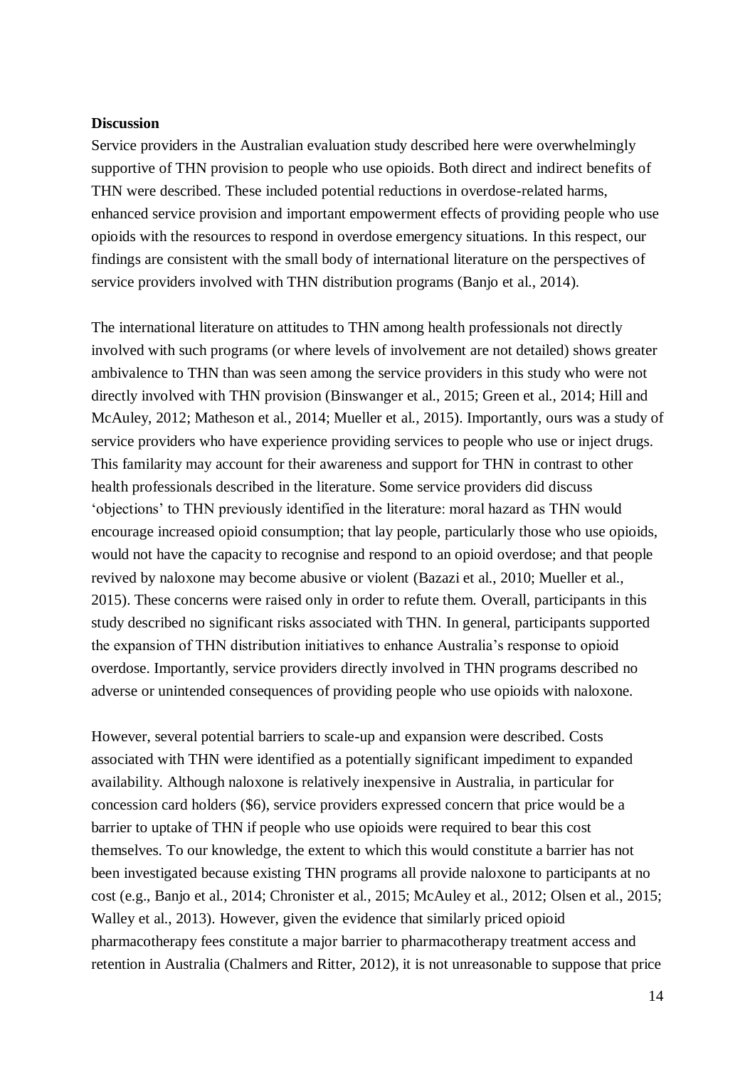**Discussion**

Service providers in the Australian evaluation study described here were overwhelmingly supportive of THN provision to people who use opioids. Both direct and indirect benefits of THN were described. These included potential reductions in overdose-related harms, enhanced service provision and important empowerment effects of providing people who use opioids with the resources to respond in overdose emergency situations. In this respect, our findings are consistent with the small body of international literature on the perspectives of service providers involved with THN distribution programs (Banjo et al., 2014).

The international literature on attitudes to THN among health professionals not directly involved with such programs (or where levels of involvement are not detailed) shows greater ambivalence to THN than was seen among the service providers in this study who were not directly involved with THN provision (Binswanger et al., 2015; Green et al., 2014; Hill and McAuley, 2012; Matheson et al., 2014; Mueller et al., 2015). Importantly, ours was a study of service providers who have experience providing services to people who use or inject drugs. This familarity may account for their awareness and support for THN in contrast to other health professionals described in the literature. Some service providers did discuss 'objections' to THN previously identified in the literature: moral hazard as THN would encourage increased opioid consumption; that lay people, particularly those who use opioids, would not have the capacity to recognise and respond to an opioid overdose; and that people revived by naloxone may become abusive or violent (Bazazi et al., 2010; Mueller et al., 2015). These concerns were raised only in order to refute them. Overall, participants in this study described no significant risks associated with THN. In general, participants supported the expansion of THN distribution initiatives to enhance Australia's response to opioid overdose. Importantly, service providers directly involved in THN programs described no adverse or unintended consequences of providing people who use opioids with naloxone.

However, several potential barriers to scale-up and expansion were described. Costs associated with THN were identified as a potentially significant impediment to expanded availability. Although naloxone is relatively inexpensive in Australia, in particular for concession card holders ($6), service providers expressed concern that price would be a barrier to uptake of THN if people who use opioids were required to bear this cost themselves. To our knowledge, the extent to which this would constitute a barrier has not been investigated because existing THN programs all provide naloxone to participants at no cost (e.g., Banjo et al., 2014; Chronister et al., 2015; McAuley et al., 2012; Olsen et al., 2015; Walley et al., 2013). However, given the evidence that similarly priced opioid pharmacotherapy fees constitute a major barrier to pharmacotherapy treatment access and retention in Australia (Chalmers and Ritter, 2012), it is not unreasonable to suppose that price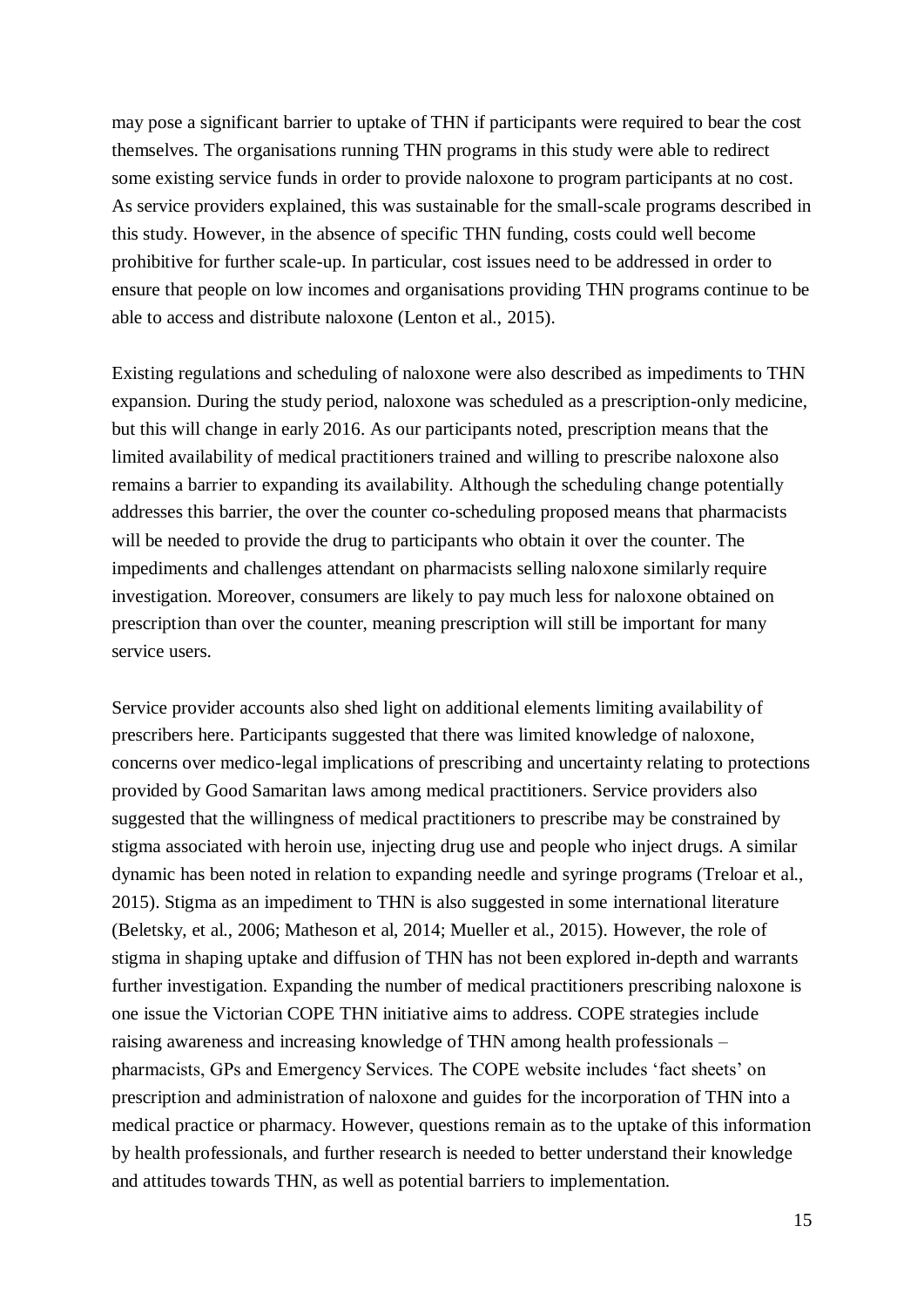may pose a significant barrier to uptake of THN if participants were required to bear the cost themselves. The organisations running THN programs in this study were able to redirect some existing service funds in order to provide naloxone to program participants at no cost. As service providers explained, this was sustainable for the small-scale programs described in this study. However, in the absence of specific THN funding, costs could well become prohibitive for further scale-up. In particular, cost issues need to be addressed in order to ensure that people on low incomes and organisations providing THN programs continue to be able to access and distribute naloxone (Lenton et al., 2015).

Existing regulations and scheduling of naloxone were also described as impediments to THN expansion. During the study period, naloxone was scheduled as a prescription-only medicine, but this will change in early 2016. As our participants noted, prescription means that the limited availability of medical practitioners trained and willing to prescribe naloxone also remains a barrier to expanding its availability. Although the scheduling change potentially addresses this barrier, the over the counter co-scheduling proposed means that pharmacists will be needed to provide the drug to participants who obtain it over the counter. The impediments and challenges attendant on pharmacists selling naloxone similarly require investigation. Moreover, consumers are likely to pay much less for naloxone obtained on prescription than over the counter, meaning prescription will still be important for many service users.

Service provider accounts also shed light on additional elements limiting availability of prescribers here. Participants suggested that there was limited knowledge of naloxone, concerns over medico-legal implications of prescribing and uncertainty relating to protections provided by Good Samaritan laws among medical practitioners. Service providers also suggested that the willingness of medical practitioners to prescribe may be constrained by stigma associated with heroin use, injecting drug use and people who inject drugs. A similar dynamic has been noted in relation to expanding needle and syringe programs (Treloar et al., 2015). Stigma as an impediment to THN is also suggested in some international literature (Beletsky, et al., 2006; Matheson et al, 2014; Mueller et al., 2015). However, the role of stigma in shaping uptake and diffusion of THN has not been explored in-depth and warrants further investigation. Expanding the number of medical practitioners prescribing naloxone is one issue the Victorian COPE THN initiative aims to address. COPE strategies include raising awareness and increasing knowledge of THN among health professionals – pharmacists, GPs and Emergency Services. The COPE website includes 'fact sheets' on prescription and administration of naloxone and guides for the incorporation of THN into a medical practice or pharmacy. However, questions remain as to the uptake of this information by health professionals, and further research is needed to better understand their knowledge and attitudes towards THN, as well as potential barriers to implementation.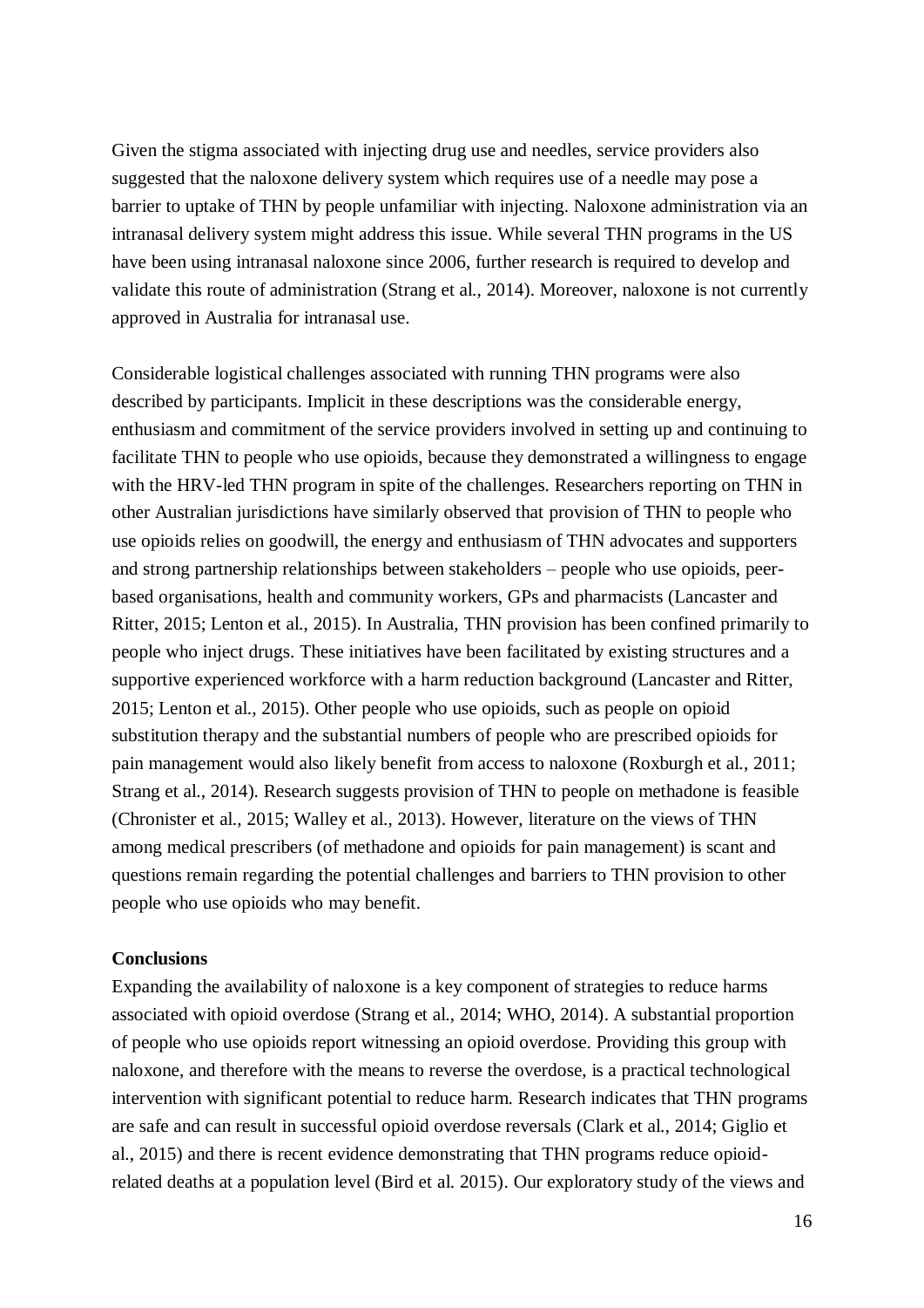Given the stigma associated with injecting drug use and needles, service providers also suggested that the naloxone delivery system which requires use of a needle may pose a barrier to uptake of THN by people unfamiliar with injecting. Naloxone administration via an intranasal delivery system might address this issue. While several THN programs in the US have been using intranasal naloxone since 2006, further research is required to develop and validate this route of administration (Strang et al., 2014). Moreover, naloxone is not currently approved in Australia for intranasal use.

Considerable logistical challenges associated with running THN programs were also described by participants. Implicit in these descriptions was the considerable energy, enthusiasm and commitment of the service providers involved in setting up and continuing to facilitate THN to people who use opioids, because they demonstrated a willingness to engage with the HRV-led THN program in spite of the challenges. Researchers reporting on THN in other Australian jurisdictions have similarly observed that provision of THN to people who use opioids relies on goodwill, the energy and enthusiasm of THN advocates and supporters and strong partnership relationships between stakeholders – people who use opioids, peer-based organisations, health and community workers, GPs and pharmacists (Lancaster and Ritter, 2015; Lenton et al., 2015). In Australia, THN provision has been confined primarily to people who inject drugs. These initiatives have been facilitated by existing structures and a supportive experienced workforce with a harm reduction background (Lancaster and Ritter, 2015; Lenton et al., 2015). Other people who use opioids, such as people on opioid substitution therapy and the substantial numbers of people who are prescribed opioids for pain management would also likely benefit from access to naloxone (Roxburgh et al., 2011; Strang et al., 2014). Research suggests provision of THN to people on methadone is feasible (Chronister et al., 2015; Walley et al., 2013). However, literature on the views of THN among medical prescribers (of methadone and opioids for pain management) is scant and questions remain regarding the potential challenges and barriers to THN provision to other people who use opioids who may benefit.

**Conclusions**

Expanding the availability of naloxone is a key component of strategies to reduce harms associated with opioid overdose (Strang et al., 2014; WHO, 2014). A substantial proportion of people who use opioids report witnessing an opioid overdose. Providing this group with naloxone, and therefore with the means to reverse the overdose, is a practical technological intervention with significant potential to reduce harm. Research indicates that THN programs are safe and can result in successful opioid overdose reversals (Clark et al., 2014; Giglio et al., 2015) and there is recent evidence demonstrating that THN programs reduce opioid-related deaths at a population level (Bird et al. 2015). Our exploratory study of the views and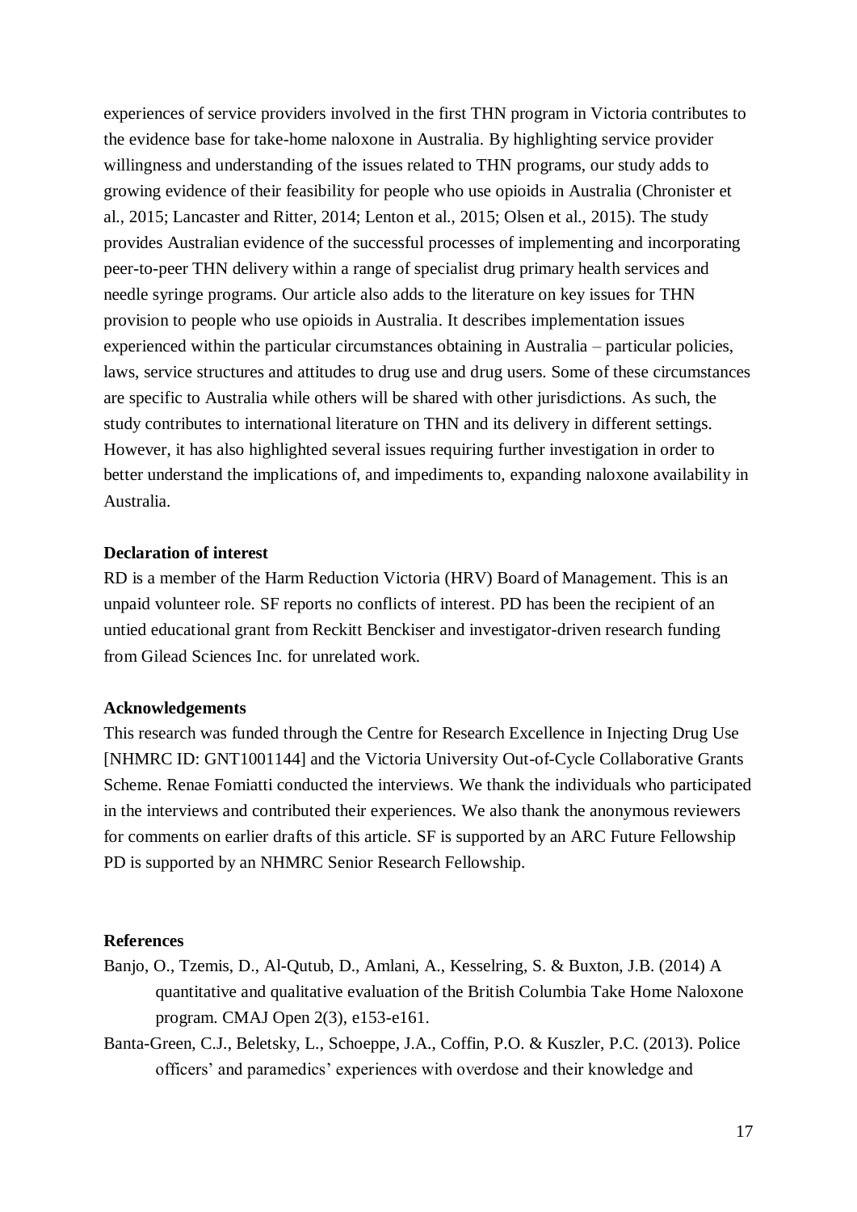experiences of service providers involved in the first THN program in Victoria contributes to the evidence base for take-home naloxone in Australia. By highlighting service provider willingness and understanding of the issues related to THN programs, our study adds to growing evidence of their feasibility for people who use opioids in Australia (Chronister et al., 2015; Lancaster and Ritter, 2014; Lenton et al., 2015; Olsen et al., 2015). The study provides Australian evidence of the successful processes of implementing and incorporating peer-to-peer THN delivery within a range of specialist drug primary health services and needle syringe programs. Our article also adds to the literature on key issues for THN provision to people who use opioids in Australia. It describes implementation issues experienced within the particular circumstances obtaining in Australia – particular policies, laws, service structures and attitudes to drug use and drug users. Some of these circumstances are specific to Australia while others will be shared with other jurisdictions. As such, the study contributes to international literature on THN and its delivery in different settings. However, it has also highlighted several issues requiring further investigation in order to better understand the implications of, and impediments to, expanding naloxone availability in Australia.

**Declaration of interest**

RD is a member of the Harm Reduction Victoria (HRV) Board of Management. This is an unpaid volunteer role. SF reports no conflicts of interest. PD has been the recipient of an untied educational grant from Reckitt Benckiser and investigator-driven research funding from Gilead Sciences Inc. for unrelated work.

**Acknowledgements**

This research was funded through the Centre for Research Excellence in Injecting Drug Use [NHMRC ID: GNT1001144] and the Victoria University Out-of-Cycle Collaborative Grants Scheme. Renae Fomiatti conducted the interviews. We thank the individuals who participated in the interviews and contributed their experiences. We also thank the anonymous reviewers for comments on earlier drafts of this article. SF is supported by an ARC Future Fellowship PD is supported by an NHMRC Senior Research Fellowship.

**References**

Banjo, O., Tzemis, D., Al-Qutub, D., Amlani, A., Kesselring, S. & Buxton, J.B. (2014) A quantitative and qualitative evaluation of the British Columbia Take Home Naloxone program. CMAJ Open 2(3), e153-e161.

Banta-Green, C.J., Beletsky, L., Schoeppe, J.A., Coffin, P.O. & Kuszler, P.C. (2013). Police officers' and paramedics' experiences with overdose and their knowledge and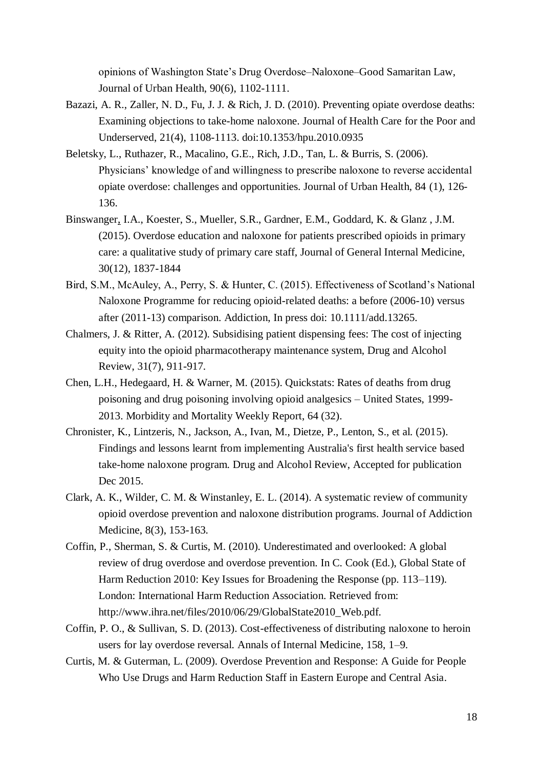opinions of Washington State's Drug Overdose–Naloxone–Good Samaritan Law, Journal of Urban Health, 90(6), 1102-1111.

Bazazi, A. R., Zaller, N. D., Fu, J. J. & Rich, J. D. (2010). Preventing opiate overdose deaths: Examining objections to take-home naloxone. Journal of Health Care for the Poor and Underserved, 21(4), 1108-1113. doi:10.1353/hpu.2010.0935

Beletsky, L., Ruthazer, R., Macalino, G.E., Rich, J.D., Tan, L. & Burris, S. (2006). Physicians' knowledge of and willingness to prescribe naloxone to reverse accidental opiate overdose: challenges and opportunities. Journal of Urban Health, 84 (1), 126-136.

Binswanger, I.A., Koester, S., Mueller, S.R., Gardner, E.M., Goddard, K. & Glanz , J.M. (2015). Overdose education and naloxone for patients prescribed opioids in primary care: a qualitative study of primary care staff, Journal of General Internal Medicine, 30(12), 1837-1844

Bird, S.M., McAuley, A., Perry, S. & Hunter, C. (2015). Effectiveness of Scotland's National Naloxone Programme for reducing opioid-related deaths: a before (2006-10) versus after (2011-13) comparison. Addiction, In press doi: 10.1111/add.13265.

Chalmers, J. & Ritter, A. (2012). Subsidising patient dispensing fees: The cost of injecting equity into the opioid pharmacotherapy maintenance system, Drug and Alcohol Review, 31(7), 911-917.

Chen, L.H., Hedegaard, H. & Warner, M. (2015). Quickstats: Rates of deaths from drug poisoning and drug poisoning involving opioid analgesics – United States, 1999-2013. Morbidity and Mortality Weekly Report, 64 (32).

Chronister, K., Lintzeris, N., Jackson, A., Ivan, M., Dietze, P., Lenton, S., et al. (2015). Findings and lessons learnt from implementing Australia's first health service based take-home naloxone program. Drug and Alcohol Review, Accepted for publication Dec 2015.

Clark, A. K., Wilder, C. M. & Winstanley, E. L. (2014). A systematic review of community opioid overdose prevention and naloxone distribution programs. Journal of Addiction Medicine, 8(3), 153-163.

Coffin, P., Sherman, S. & Curtis, M. (2010). Underestimated and overlooked: A global review of drug overdose and overdose prevention. In C. Cook (Ed.), Global State of Harm Reduction 2010: Key Issues for Broadening the Response (pp. 113–119). London: International Harm Reduction Association. Retrieved from: http://www.ihra.net/files/2010/06/29/GlobalState2010_Web.pdf.

Coffin, P. O., & Sullivan, S. D. (2013). Cost-effectiveness of distributing naloxone to heroin users for lay overdose reversal. Annals of Internal Medicine, 158, 1–9.

Curtis, M. & Guterman, L. (2009). Overdose Prevention and Response: A Guide for People Who Use Drugs and Harm Reduction Staff in Eastern Europe and Central Asia.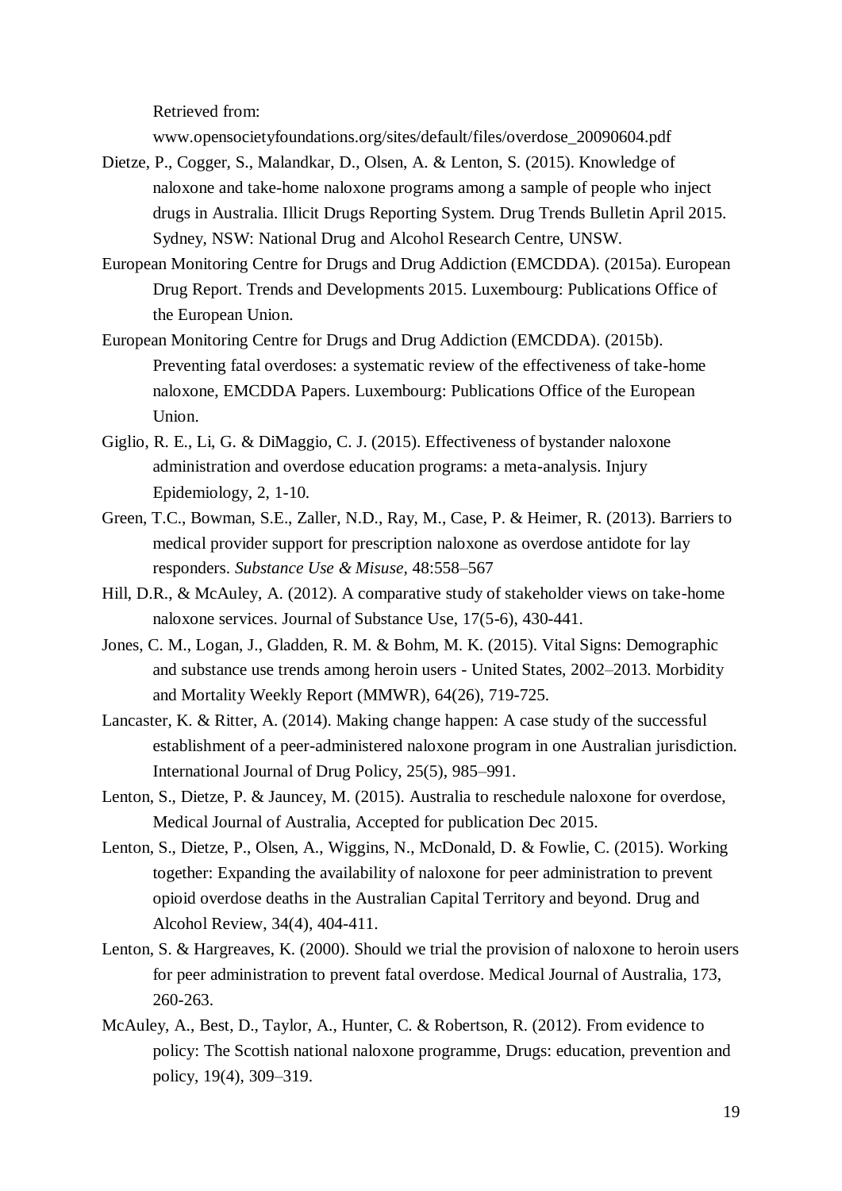Retrieved from: www.opensocietyfoundations.org/sites/default/files/overdose_20090604.pdf

Dietze, P., Cogger, S., Malandkar, D., Olsen, A. & Lenton, S. (2015). Knowledge of naloxone and take-home naloxone programs among a sample of people who inject drugs in Australia. Illicit Drugs Reporting System. Drug Trends Bulletin April 2015. Sydney, NSW: National Drug and Alcohol Research Centre, UNSW.

European Monitoring Centre for Drugs and Drug Addiction (EMCDDA). (2015a). European Drug Report. Trends and Developments 2015. Luxembourg: Publications Office of the European Union.

European Monitoring Centre for Drugs and Drug Addiction (EMCDDA). (2015b). Preventing fatal overdoses: a systematic review of the effectiveness of take-home naloxone, EMCDDA Papers. Luxembourg: Publications Office of the European Union.

Giglio, R. E., Li, G. & DiMaggio, C. J. (2015). Effectiveness of bystander naloxone administration and overdose education programs: a meta-analysis. Injury Epidemiology, 2, 1-10.

Green, T.C., Bowman, S.E., Zaller, N.D., Ray, M., Case, P. & Heimer, R. (2013). Barriers to medical provider support for prescription naloxone as overdose antidote for lay responders. *Substance Use & Misuse*, 48:558–567

Hill, D.R., & McAuley, A. (2012). A comparative study of stakeholder views on take-home naloxone services. Journal of Substance Use, 17(5-6), 430-441.

Jones, C. M., Logan, J., Gladden, R. M. & Bohm, M. K. (2015). Vital Signs: Demographic and substance use trends among heroin users - United States, 2002–2013. Morbidity and Mortality Weekly Report (MMWR), 64(26), 719-725.

Lancaster, K. & Ritter, A. (2014). Making change happen: A case study of the successful establishment of a peer-administered naloxone program in one Australian jurisdiction. International Journal of Drug Policy, 25(5), 985–991.

Lenton, S., Dietze, P. & Jauncey, M. (2015). Australia to reschedule naloxone for overdose, Medical Journal of Australia, Accepted for publication Dec 2015.

Lenton, S., Dietze, P., Olsen, A., Wiggins, N., McDonald, D. & Fowlie, C. (2015). Working together: Expanding the availability of naloxone for peer administration to prevent opioid overdose deaths in the Australian Capital Territory and beyond. Drug and Alcohol Review, 34(4), 404-411.

Lenton, S. & Hargreaves, K. (2000). Should we trial the provision of naloxone to heroin users for peer administration to prevent fatal overdose. Medical Journal of Australia, 173, 260-263.

McAuley, A., Best, D., Taylor, A., Hunter, C. & Robertson, R. (2012). From evidence to policy: The Scottish national naloxone programme, Drugs: education, prevention and policy, 19(4), 309–319.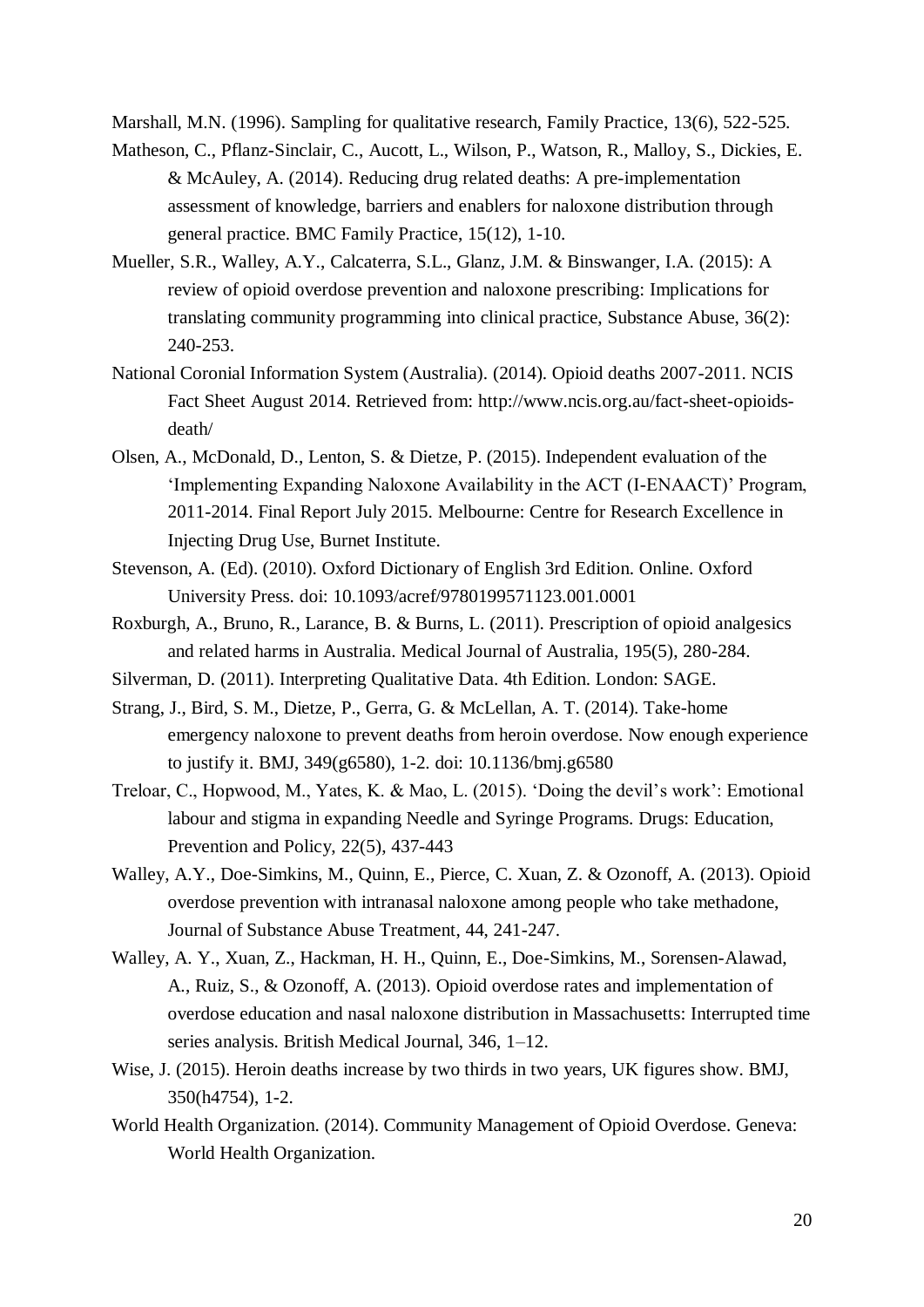Marshall, M.N. (1996). Sampling for qualitative research, Family Practice, 13(6), 522-525.

Matheson, C., Pflanz-Sinclair, C., Aucott, L., Wilson, P., Watson, R., Malloy, S., Dickies, E. & McAuley, A. (2014). Reducing drug related deaths: A pre-implementation assessment of knowledge, barriers and enablers for naloxone distribution through general practice. BMC Family Practice, 15(12), 1-10.

Mueller, S.R., Walley, A.Y., Calcaterra, S.L., Glanz, J.M. & Binswanger, I.A. (2015): A review of opioid overdose prevention and naloxone prescribing: Implications for translating community programming into clinical practice, Substance Abuse, 36(2): 240-253.

National Coronial Information System (Australia). (2014). Opioid deaths 2007-2011. NCIS Fact Sheet August 2014. Retrieved from: http://www.ncis.org.au/fact-sheet-opioids-death/

Olsen, A., McDonald, D., Lenton, S. & Dietze, P. (2015). Independent evaluation of the 'Implementing Expanding Naloxone Availability in the ACT (I-ENAACT)' Program, 2011-2014. Final Report July 2015. Melbourne: Centre for Research Excellence in Injecting Drug Use, Burnet Institute.

Stevenson, A. (Ed). (2010). Oxford Dictionary of English 3rd Edition. Online. Oxford University Press. doi: 10.1093/acref/9780199571123.001.0001

Roxburgh, A., Bruno, R., Larance, B. & Burns, L. (2011). Prescription of opioid analgesics and related harms in Australia. Medical Journal of Australia, 195(5), 280-284.

Silverman, D. (2011). Interpreting Qualitative Data. 4th Edition. London: SAGE.

Strang, J., Bird, S. M., Dietze, P., Gerra, G. & McLellan, A. T. (2014). Take-home emergency naloxone to prevent deaths from heroin overdose. Now enough experience to justify it. BMJ, 349(g6580), 1-2. doi: 10.1136/bmj.g6580

Treloar, C., Hopwood, M., Yates, K. & Mao, L. (2015). 'Doing the devil's work': Emotional labour and stigma in expanding Needle and Syringe Programs. Drugs: Education, Prevention and Policy, 22(5), 437-443

Walley, A.Y., Doe-Simkins, M., Quinn, E., Pierce, C. Xuan, Z. & Ozonoff, A. (2013). Opioid overdose prevention with intranasal naloxone among people who take methadone, Journal of Substance Abuse Treatment, 44, 241-247.

Walley, A. Y., Xuan, Z., Hackman, H. H., Quinn, E., Doe-Simkins, M., Sorensen-Alawad, A., Ruiz, S., & Ozonoff, A. (2013). Opioid overdose rates and implementation of overdose education and nasal naloxone distribution in Massachusetts: Interrupted time series analysis. British Medical Journal, 346, 1–12.

Wise, J. (2015). Heroin deaths increase by two thirds in two years, UK figures show. BMJ, 350(h4754), 1-2.

World Health Organization. (2014). Community Management of Opioid Overdose. Geneva: World Health Organization.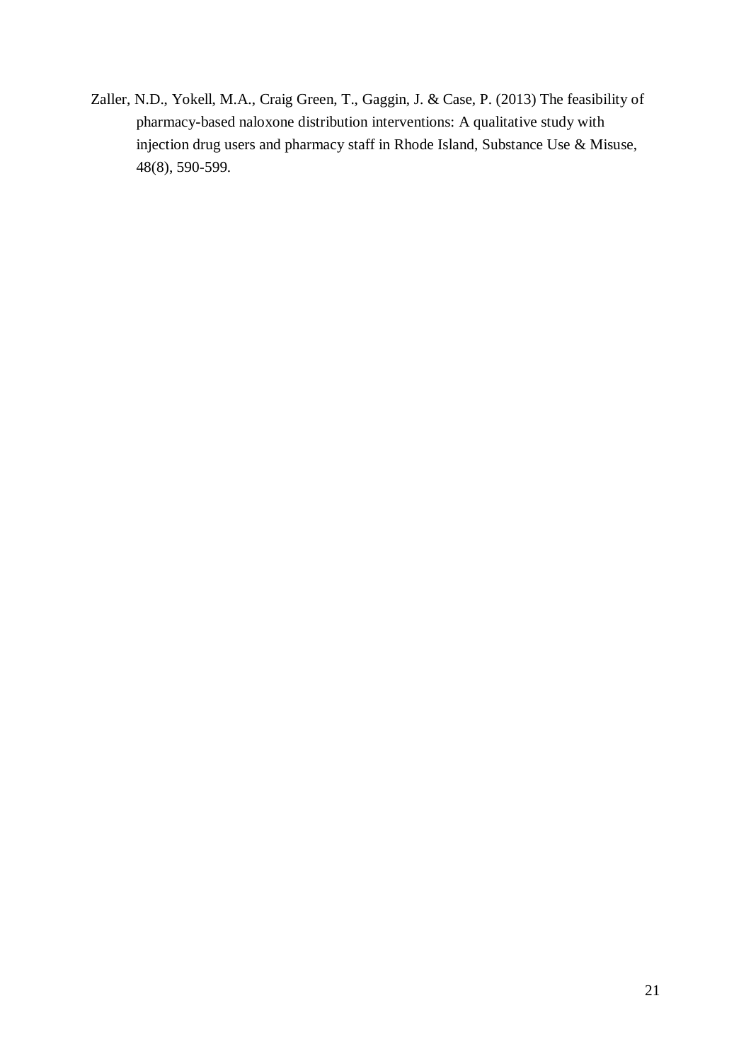Zaller, N.D., Yokell, M.A., Craig Green, T., Gaggin, J. & Case, P. (2013) The feasibility of pharmacy-based naloxone distribution interventions: A qualitative study with injection drug users and pharmacy staff in Rhode Island, Substance Use & Misuse, 48(8), 590-599.